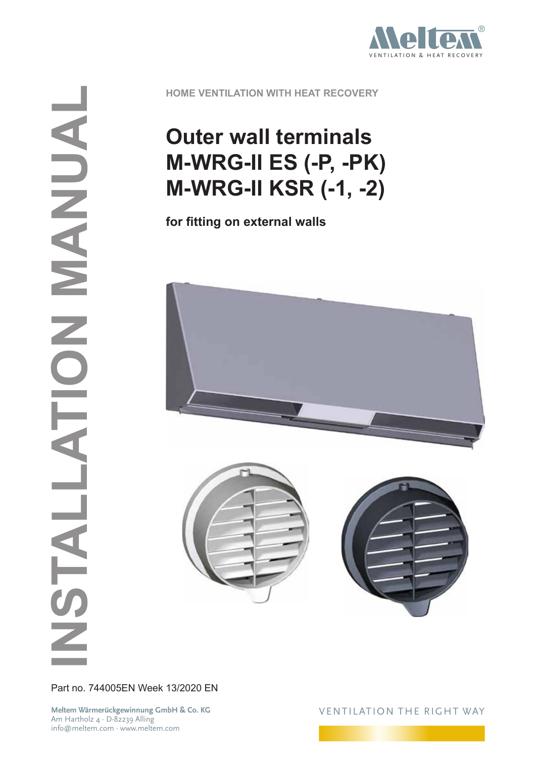INSTALLATION MANUAL

HOME VENTILATION WITH HEAT RECOVERY

# Outer wall terminals M-WRG-II ES (-P, -PK) M-WRG-II KSR (-1, -2)

**for fitting on external walls**

Part no. 744005EN Week 13/2020 EN

**Meltem Wärmerückgewinnung GmbH & Co. KG**
Am Hartholz 4 · D-82239 Alling
info@meltem.com · www.meltem.com

VENTILATION THE RIGHT WAY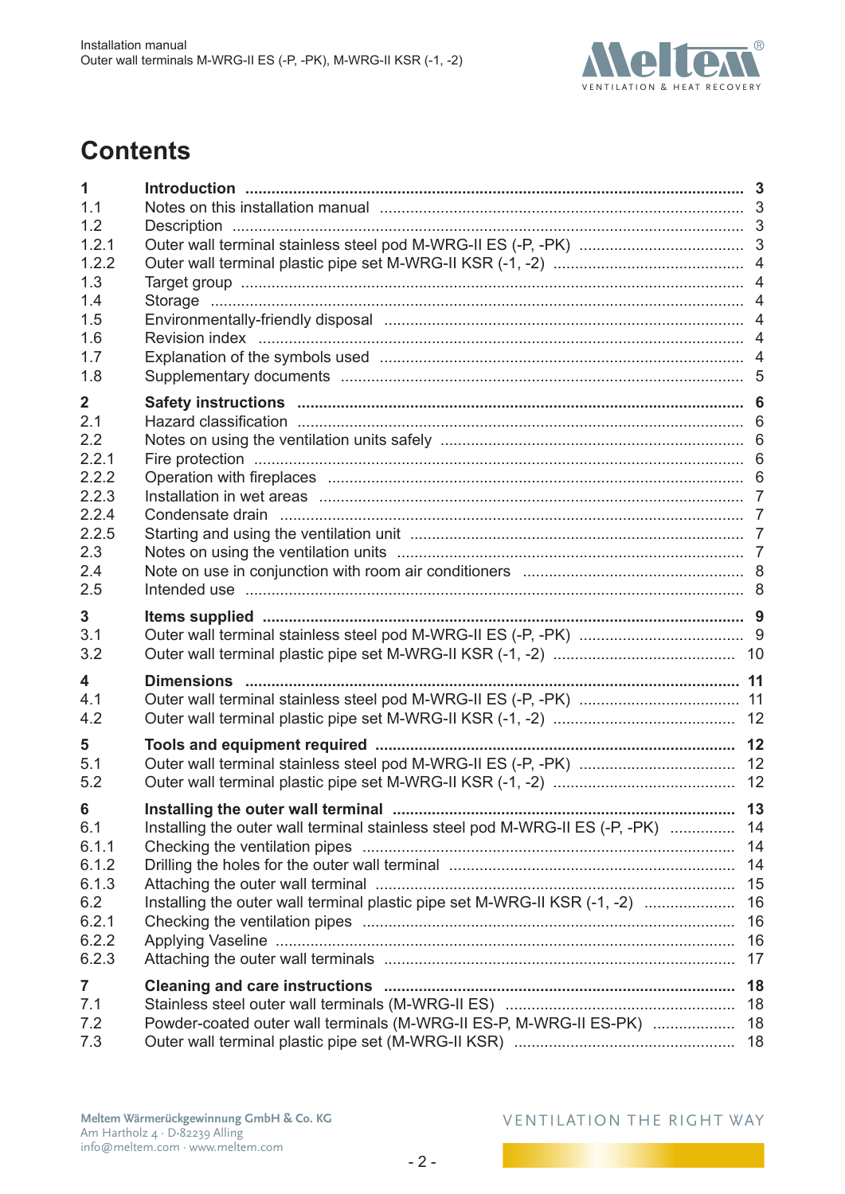# Contents

| | | |
|---|---|---|
| **1** | **Introduction** | **3** |
| 1.1 | Notes on this installation manual | 3 |
| 1.2 | Description | 3 |
| 1.2.1 | Outer wall terminal stainless steel pod M-WRG-II ES (-P, -PK) | 3 |
| 1.2.2 | Outer wall terminal plastic pipe set M-WRG-II KSR (-1, -2) | 4 |
| 1.3 | Target group | 4 |
| 1.4 | Storage | 4 |
| 1.5 | Environmentally-friendly disposal | 4 |
| 1.6 | Revision index | 4 |
| 1.7 | Explanation of the symbols used | 4 |
| 1.8 | Supplementary documents | 5 |
| **2** | **Safety instructions** | **6** |
| 2.1 | Hazard classification | 6 |
| 2.2 | Notes on using the ventilation units safely | 6 |
| 2.2.1 | Fire protection | 6 |
| 2.2.2 | Operation with fireplaces | 6 |
| 2.2.3 | Installation in wet areas | 7 |
| 2.2.4 | Condensate drain | 7 |
| 2.2.5 | Starting and using the ventilation unit | 7 |
| 2.3 | Notes on using the ventilation units | 7 |
| 2.4 | Note on use in conjunction with room air conditioners | 8 |
| 2.5 | Intended use | 8 |
| **3** | **Items supplied** | **9** |
| 3.1 | Outer wall terminal stainless steel pod M-WRG-II ES (-P, -PK) | 9 |
| 3.2 | Outer wall terminal plastic pipe set M-WRG-II KSR (-1, -2) | 10 |
| **4** | **Dimensions** | **11** |
| 4.1 | Outer wall terminal stainless steel pod M-WRG-II ES (-P, -PK) | 11 |
| 4.2 | Outer wall terminal plastic pipe set M-WRG-II KSR (-1, -2) | 12 |
| **5** | **Tools and equipment required** | **12** |
| 5.1 | Outer wall terminal stainless steel pod M-WRG-II ES (-P, -PK) | 12 |
| 5.2 | Outer wall terminal plastic pipe set M-WRG-II KSR (-1, -2) | 12 |
| **6** | **Installing the outer wall terminal** | **13** |
| 6.1 | Installing the outer wall terminal stainless steel pod M-WRG-II ES (-P, -PK) | 14 |
| 6.1.1 | Checking the ventilation pipes | 14 |
| 6.1.2 | Drilling the holes for the outer wall terminal | 14 |
| 6.1.3 | Attaching the outer wall terminal | 15 |
| 6.2 | Installing the outer wall terminal plastic pipe set M-WRG-II KSR (-1, -2) | 16 |
| 6.2.1 | Checking the ventilation pipes | 16 |
| 6.2.2 | Applying Vaseline | 16 |
| 6.2.3 | Attaching the outer wall terminals | 17 |
| **7** | **Cleaning and care instructions** | **18** |
| 7.1 | Stainless steel outer wall terminals (M-WRG-II ES) | 18 |
| 7.2 | Powder-coated outer wall terminals (M-WRG-II ES-P, M-WRG-II ES-PK) | 18 |
| 7.3 | Outer wall terminal plastic pipe set (M-WRG-II KSR) | 18 |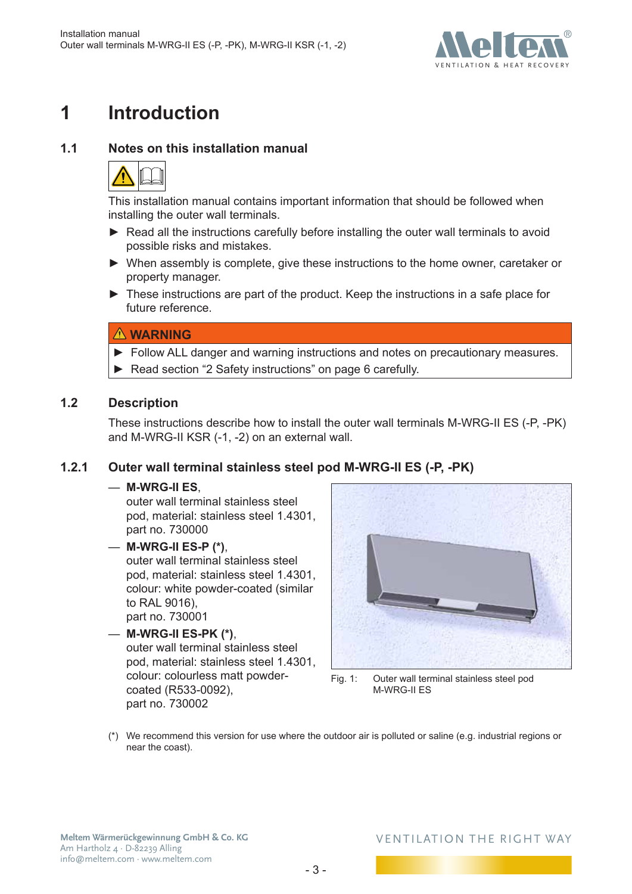# 1 Introduction

## 1.1 Notes on this installation manual

This installation manual contains important information that should be followed when installing the outer wall terminals.

- ► Read all the instructions carefully before installing the outer wall terminals to avoid possible risks and mistakes.
- ► When assembly is complete, give these instructions to the home owner, caretaker or property manager.
- ► These instructions are part of the product. Keep the instructions in a safe place for future reference.

**⚠ WARNING**

- ► Follow ALL danger and warning instructions and notes on precautionary measures.
- ► Read section “2 Safety instructions” on page 6 carefully.

## 1.2 Description

These instructions describe how to install the outer wall terminals M-WRG-II ES (-P, -PK) and M-WRG-II KSR (-1, -2) on an external wall.

### 1.2.1 Outer wall terminal stainless steel pod M-WRG-II ES (-P, -PK)

— **M-WRG-II ES**,
outer wall terminal stainless steel pod, material: stainless steel 1.4301, part no. 730000

— **M-WRG-II ES-P (*)**,
outer wall terminal stainless steel pod, material: stainless steel 1.4301, colour: white powder-coated (similar to RAL 9016),
part no. 730001

— **M-WRG-II ES-PK (*)**,
outer wall terminal stainless steel pod, material: stainless steel 1.4301, colour: colourless matt powder-coated (R533-0092),
part no. 730002

Fig. 1: Outer wall terminal stainless steel pod M-WRG-II ES

(*) We recommend this version for use where the outdoor air is polluted or saline (e.g. industrial regions or near the coast).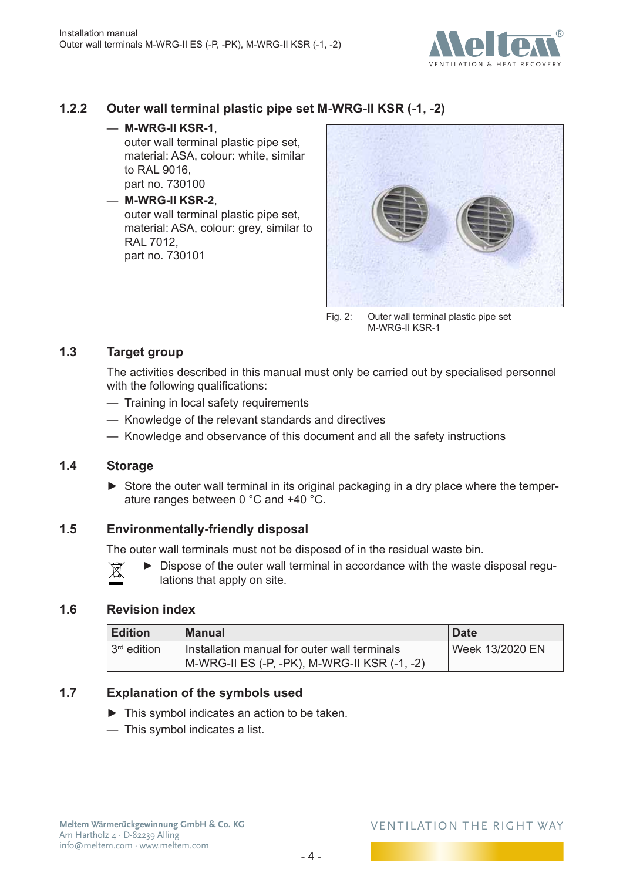### 1.2.2 Outer wall terminal plastic pipe set M-WRG-II KSR (-1, -2)

- **M-WRG-II KSR-1**,
  outer wall terminal plastic pipe set,
  material: ASA, colour: white, similar to RAL 9016,
  part no. 730100
- **M-WRG-II KSR-2**,
  outer wall terminal plastic pipe set,
  material: ASA, colour: grey, similar to RAL 7012,
  part no. 730101

Fig. 2: Outer wall terminal plastic pipe set M-WRG-II KSR-1

## 1.3 Target group

The activities described in this manual must only be carried out by specialised personnel with the following qualifications:

- Training in local safety requirements
- Knowledge of the relevant standards and directives
- Knowledge and observance of this document and all the safety instructions

## 1.4 Storage

► Store the outer wall terminal in its original packaging in a dry place where the temperature ranges between 0 °C and +40 °C.

## 1.5 Environmentally-friendly disposal

The outer wall terminals must not be disposed of in the residual waste bin.

► Dispose of the outer wall terminal in accordance with the waste disposal regulations that apply on site.

## 1.6 Revision index

| Edition | Manual | Date |
|---|---|---|
| 3rd edition | Installation manual for outer wall terminals M-WRG-II ES (-P, -PK), M-WRG-II KSR (-1, -2) | Week 13/2020 EN |

## 1.7 Explanation of the symbols used

► This symbol indicates an action to be taken.

— This symbol indicates a list.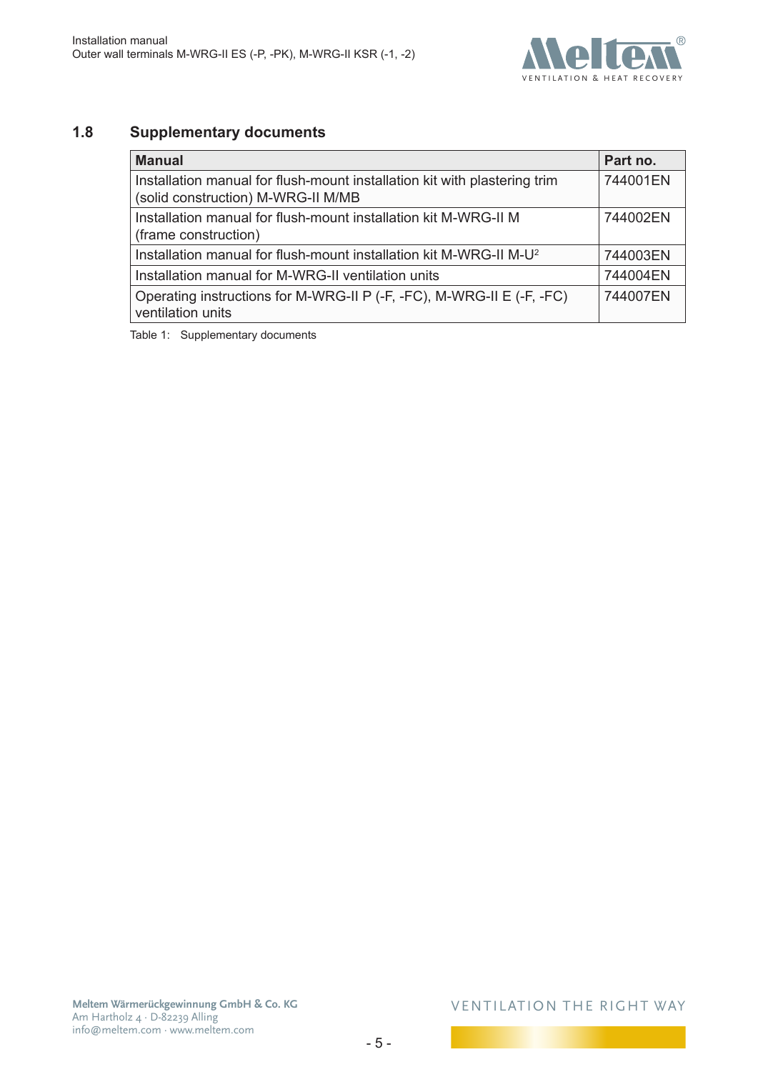## 1.8 Supplementary documents

| Manual | Part no. |
|---|---|
| Installation manual for flush-mount installation kit with plastering trim (solid construction) M-WRG-II M/MB | 744001EN |
| Installation manual for flush-mount installation kit M-WRG-II M (frame construction) | 744002EN |
| Installation manual for flush-mount installation kit M-WRG-II M-U² | 744003EN |
| Installation manual for M-WRG-II ventilation units | 744004EN |
| Operating instructions for M-WRG-II P (-F, -FC), M-WRG-II E (-F, -FC) ventilation units | 744007EN |

Table 1: Supplementary documents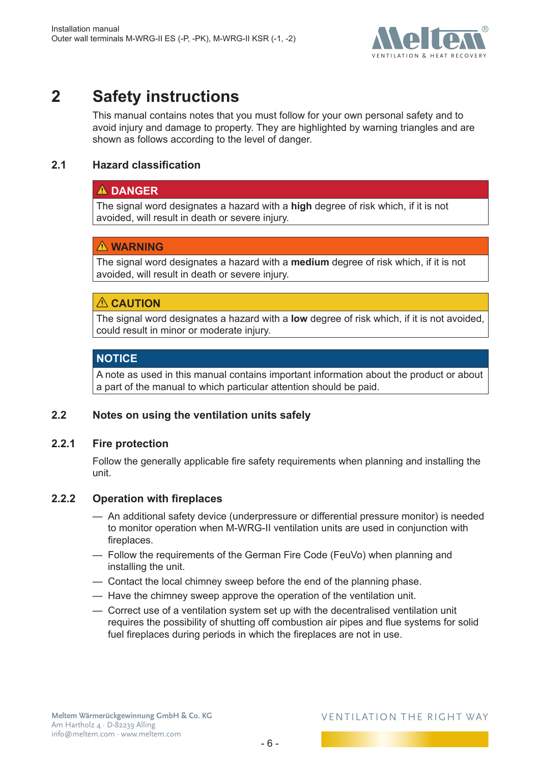# 2 Safety instructions

This manual contains notes that you must follow for your own personal safety and to avoid injury and damage to property. They are highlighted by warning triangles and are shown as follows according to the level of danger.

## 2.1 Hazard classification

**⚠ DANGER**

The signal word designates a hazard with a **high** degree of risk which, if it is not avoided, will result in death or severe injury.

**⚠ WARNING**

The signal word designates a hazard with a **medium** degree of risk which, if it is not avoided, will result in death or severe injury.

**⚠ CAUTION**

The signal word designates a hazard with a **low** degree of risk which, if it is not avoided, could result in minor or moderate injury.

**NOTICE**

A note as used in this manual contains important information about the product or about a part of the manual to which particular attention should be paid.

## 2.2 Notes on using the ventilation units safely

### 2.2.1 Fire protection

Follow the generally applicable fire safety requirements when planning and installing the unit.

### 2.2.2 Operation with fireplaces

- An additional safety device (underpressure or differential pressure monitor) is needed to monitor operation when M-WRG-II ventilation units are used in conjunction with fireplaces.
- Follow the requirements of the German Fire Code (FeuVo) when planning and installing the unit.
- Contact the local chimney sweep before the end of the planning phase.
- Have the chimney sweep approve the operation of the ventilation unit.
- Correct use of a ventilation system set up with the decentralised ventilation unit requires the possibility of shutting off combustion air pipes and flue systems for solid fuel fireplaces during periods in which the fireplaces are not in use.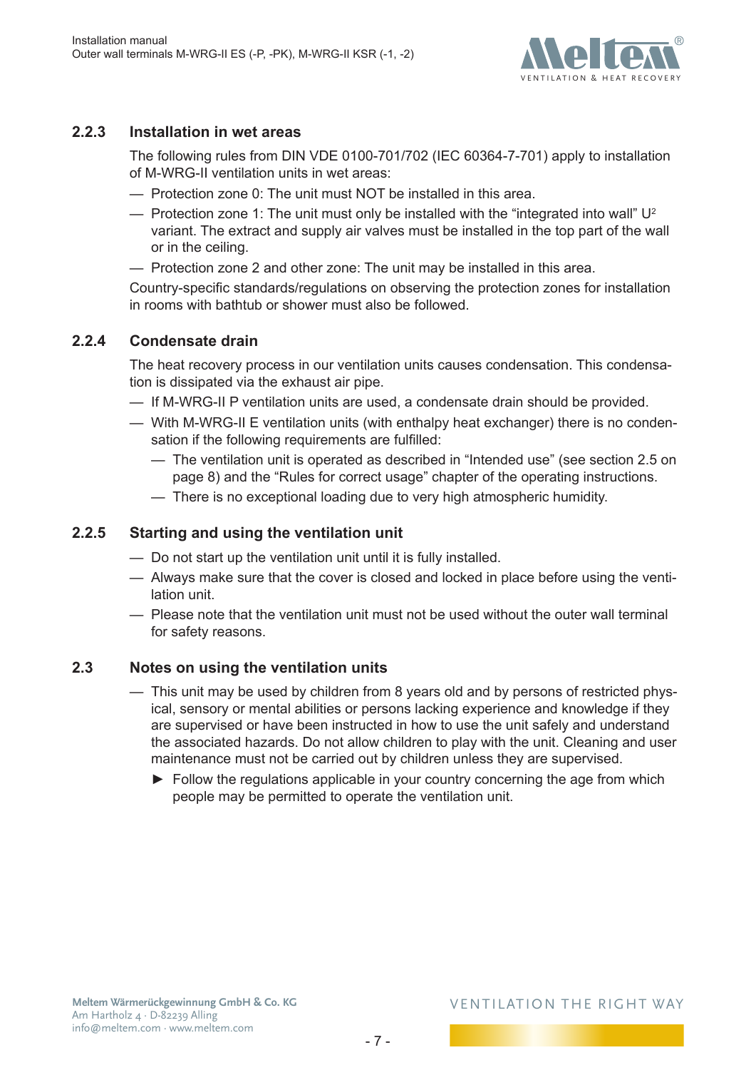### 2.2.3 Installation in wet areas

The following rules from DIN VDE 0100-701/702 (IEC 60364-7-701) apply to installation of M-WRG-II ventilation units in wet areas:

- Protection zone 0: The unit must NOT be installed in this area.
- Protection zone 1: The unit must only be installed with the "integrated into wall" U[2] variant. The extract and supply air valves must be installed in the top part of the wall or in the ceiling.
- Protection zone 2 and other zone: The unit may be installed in this area.

Country-specific standards/regulations on observing the protection zones for installation in rooms with bathtub or shower must also be followed.

### 2.2.4 Condensate drain

The heat recovery process in our ventilation units causes condensation. This condensation is dissipated via the exhaust air pipe.

- If M-WRG-II P ventilation units are used, a condensate drain should be provided.
- With M-WRG-II E ventilation units (with enthalpy heat exchanger) there is no condensation if the following requirements are fulfilled:
  - The ventilation unit is operated as described in "Intended use" (see section 2.5 on page 8) and the "Rules for correct usage" chapter of the operating instructions.
  - There is no exceptional loading due to very high atmospheric humidity.

### 2.2.5 Starting and using the ventilation unit

- Do not start up the ventilation unit until it is fully installed.
- Always make sure that the cover is closed and locked in place before using the ventilation unit.
- Please note that the ventilation unit must not be used without the outer wall terminal for safety reasons.

## 2.3 Notes on using the ventilation units

- This unit may be used by children from 8 years old and by persons of restricted physical, sensory or mental abilities or persons lacking experience and knowledge if they are supervised or have been instructed in how to use the unit safely and understand the associated hazards. Do not allow children to play with the unit. Cleaning and user maintenance must not be carried out by children unless they are supervised.
  - ► Follow the regulations applicable in your country concerning the age from which people may be permitted to operate the ventilation unit.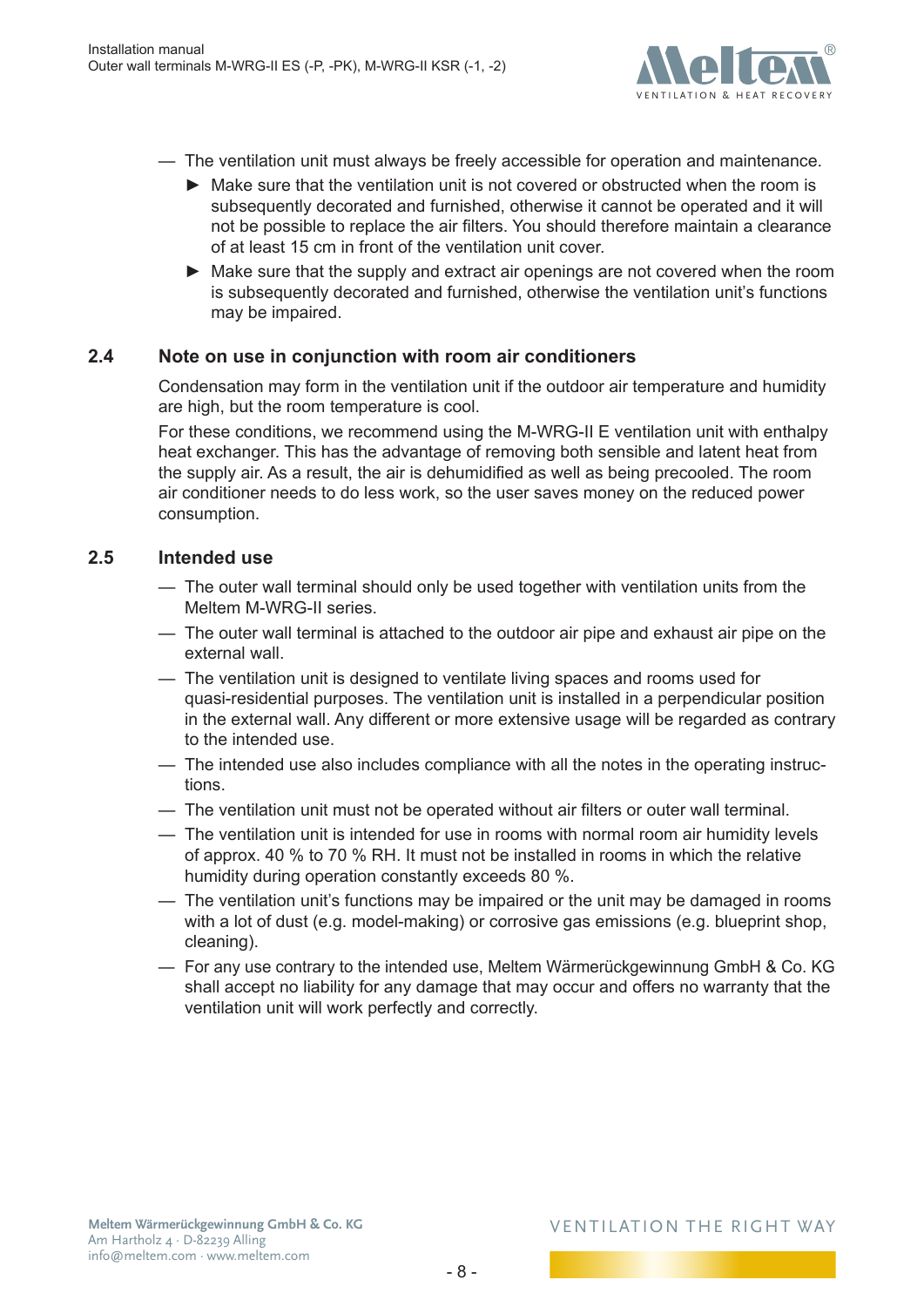— The ventilation unit must always be freely accessible for operation and maintenance.
  - ► Make sure that the ventilation unit is not covered or obstructed when the room is subsequently decorated and furnished, otherwise it cannot be operated and it will not be possible to replace the air filters. You should therefore maintain a clearance of at least 15 cm in front of the ventilation unit cover.
  - ► Make sure that the supply and extract air openings are not covered when the room is subsequently decorated and furnished, otherwise the ventilation unit's functions may be impaired.

## 2.4 Note on use in conjunction with room air conditioners

Condensation may form in the ventilation unit if the outdoor air temperature and humidity are high, but the room temperature is cool.

For these conditions, we recommend using the M-WRG-II E ventilation unit with enthalpy heat exchanger. This has the advantage of removing both sensible and latent heat from the supply air. As a result, the air is dehumidified as well as being precooled. The room air conditioner needs to do less work, so the user saves money on the reduced power consumption.

## 2.5 Intended use

— The outer wall terminal should only be used together with ventilation units from the Meltem M-WRG-II series.

— The outer wall terminal is attached to the outdoor air pipe and exhaust air pipe on the external wall.

— The ventilation unit is designed to ventilate living spaces and rooms used for quasi-residential purposes. The ventilation unit is installed in a perpendicular position in the external wall. Any different or more extensive usage will be regarded as contrary to the intended use.

— The intended use also includes compliance with all the notes in the operating instructions.

— The ventilation unit must not be operated without air filters or outer wall terminal.

— The ventilation unit is intended for use in rooms with normal room air humidity levels of approx. 40 % to 70 % RH. It must not be installed in rooms in which the relative humidity during operation constantly exceeds 80 %.

— The ventilation unit's functions may be impaired or the unit may be damaged in rooms with a lot of dust (e.g. model-making) or corrosive gas emissions (e.g. blueprint shop, cleaning).

— For any use contrary to the intended use, Meltem Wärmerückgewinnung GmbH & Co. KG shall accept no liability for any damage that may occur and offers no warranty that the ventilation unit will work perfectly and correctly.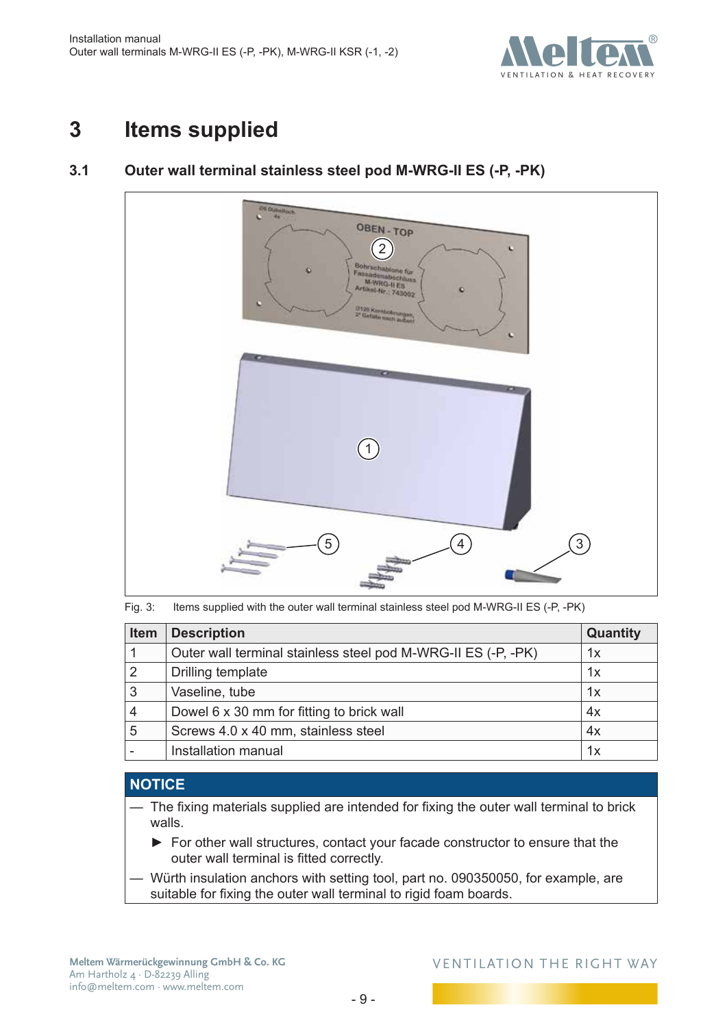# 3 Items supplied

## 3.1 Outer wall terminal stainless steel pod M-WRG-II ES (-P, -PK)

Fig. 3: Items supplied with the outer wall terminal stainless steel pod M-WRG-II ES (-P, -PK)

| Item | Description | Quantity |
|---|---|---|
| 1 | Outer wall terminal stainless steel pod M-WRG-II ES (-P, -PK) | 1x |
| 2 | Drilling template | 1x |
| 3 | Vaseline, tube | 1x |
| 4 | Dowel 6 x 30 mm for fitting to brick wall | 4x |
| 5 | Screws 4.0 x 40 mm, stainless steel | 4x |
| - | Installation manual | 1x |

**NOTICE**

— The fixing materials supplied are intended for fixing the outer wall terminal to brick walls.

► For other wall structures, contact your facade constructor to ensure that the outer wall terminal is fitted correctly.

— Würth insulation anchors with setting tool, part no. 090350050, for example, are suitable for fixing the outer wall terminal to rigid foam boards.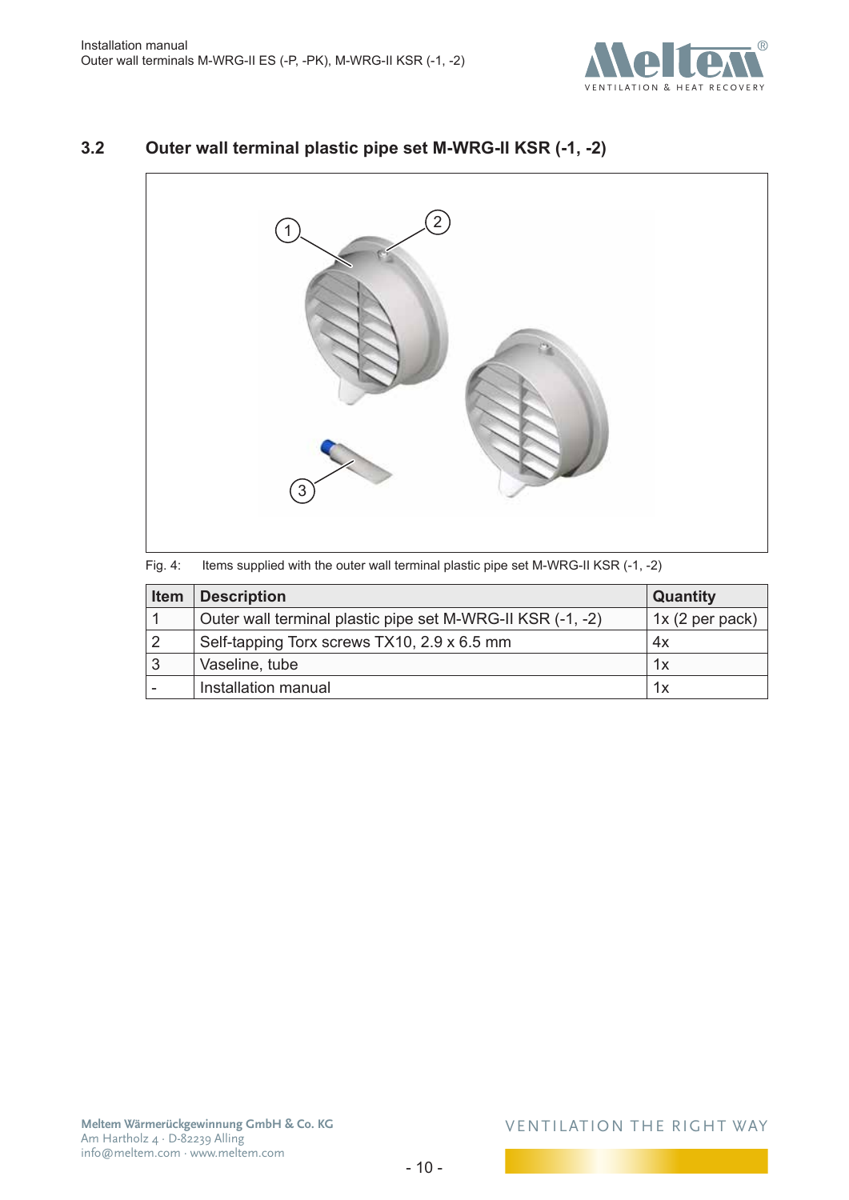## 3.2 Outer wall terminal plastic pipe set M-WRG-II KSR (-1, -2)

Fig. 4: Items supplied with the outer wall terminal plastic pipe set M-WRG-II KSR (-1, -2)

| Item | Description | Quantity |
| --- | --- | --- |
| 1 | Outer wall terminal plastic pipe set M-WRG-II KSR (-1, -2) | 1x (2 per pack) |
| 2 | Self-tapping Torx screws TX10, 2.9 x 6.5 mm | 4x |
| 3 | Vaseline, tube | 1x |
| - | Installation manual | 1x |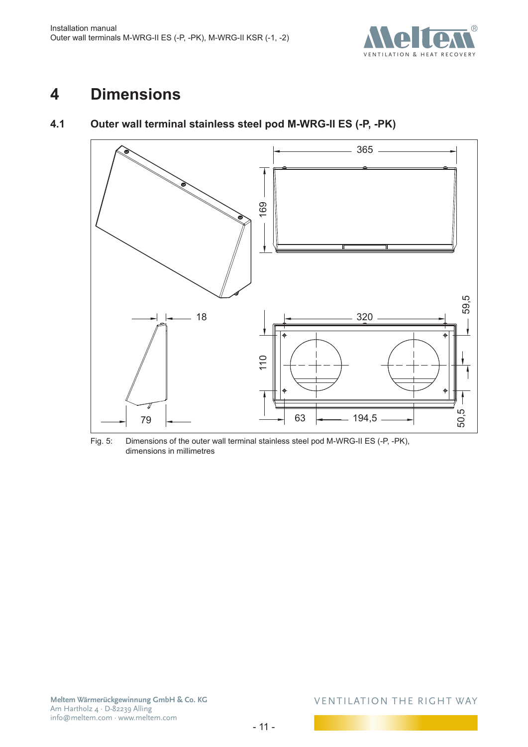// Note: The dimension drawing on this page was not detected as an image, so no image reference is included. The dimension labels inside the drawing (365, 169, 320, 110, 63, 194,5, 59,5, 50,5, 18, 79) were left out because they are part of the figure.

# 4 Dimensions

## 4.1 Outer wall terminal stainless steel pod M-WRG-II ES (-P, -PK)

Fig. 5: Dimensions of the outer wall terminal stainless steel pod M-WRG-II ES (-P, -PK), dimensions in millimetres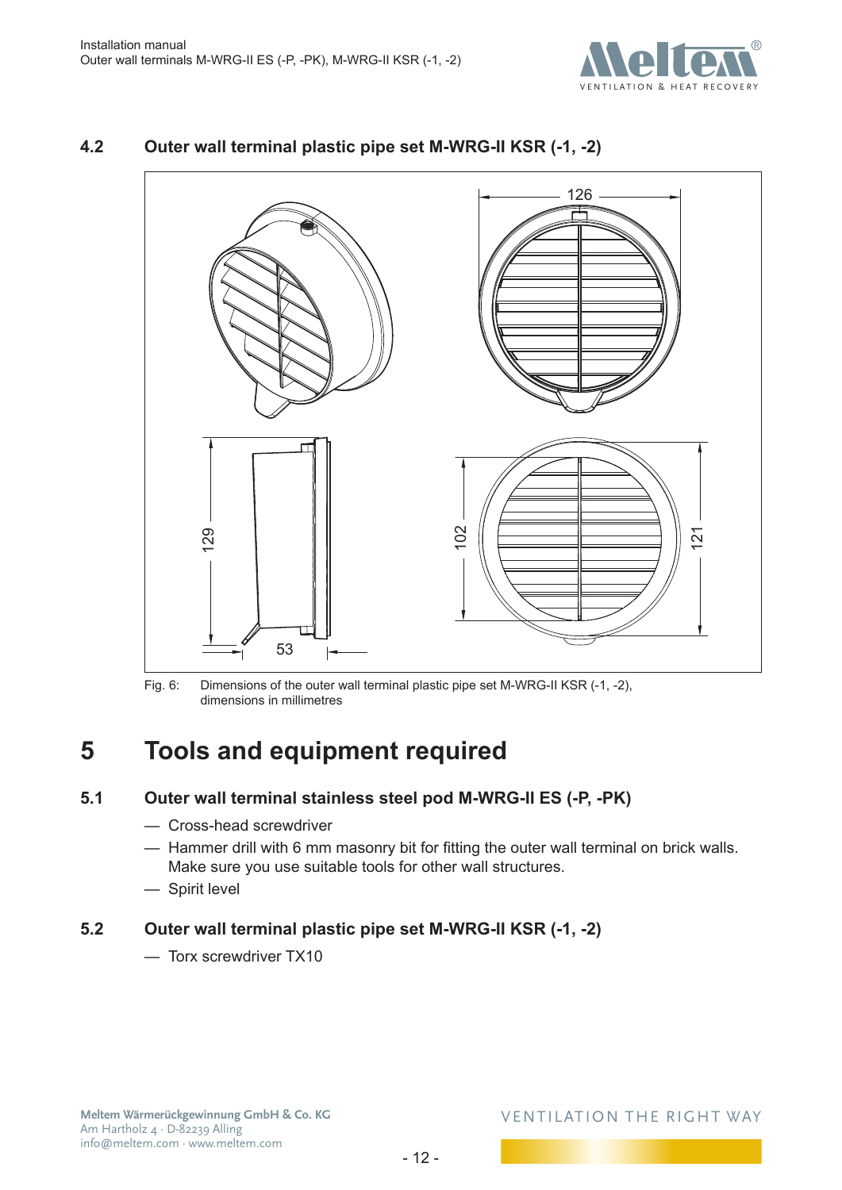## 4.2 Outer wall terminal plastic pipe set M-WRG-II KSR (-1, -2)

Fig. 6: Dimensions of the outer wall terminal plastic pipe set M-WRG-II KSR (-1, -2), dimensions in millimetres

# 5 Tools and equipment required

## 5.1 Outer wall terminal stainless steel pod M-WRG-II ES (-P, -PK)

- Cross-head screwdriver
- Hammer drill with 6 mm masonry bit for fitting the outer wall terminal on brick walls. Make sure you use suitable tools for other wall structures.
- Spirit level

## 5.2 Outer wall terminal plastic pipe set M-WRG-II KSR (-1, -2)

- Torx screwdriver TX10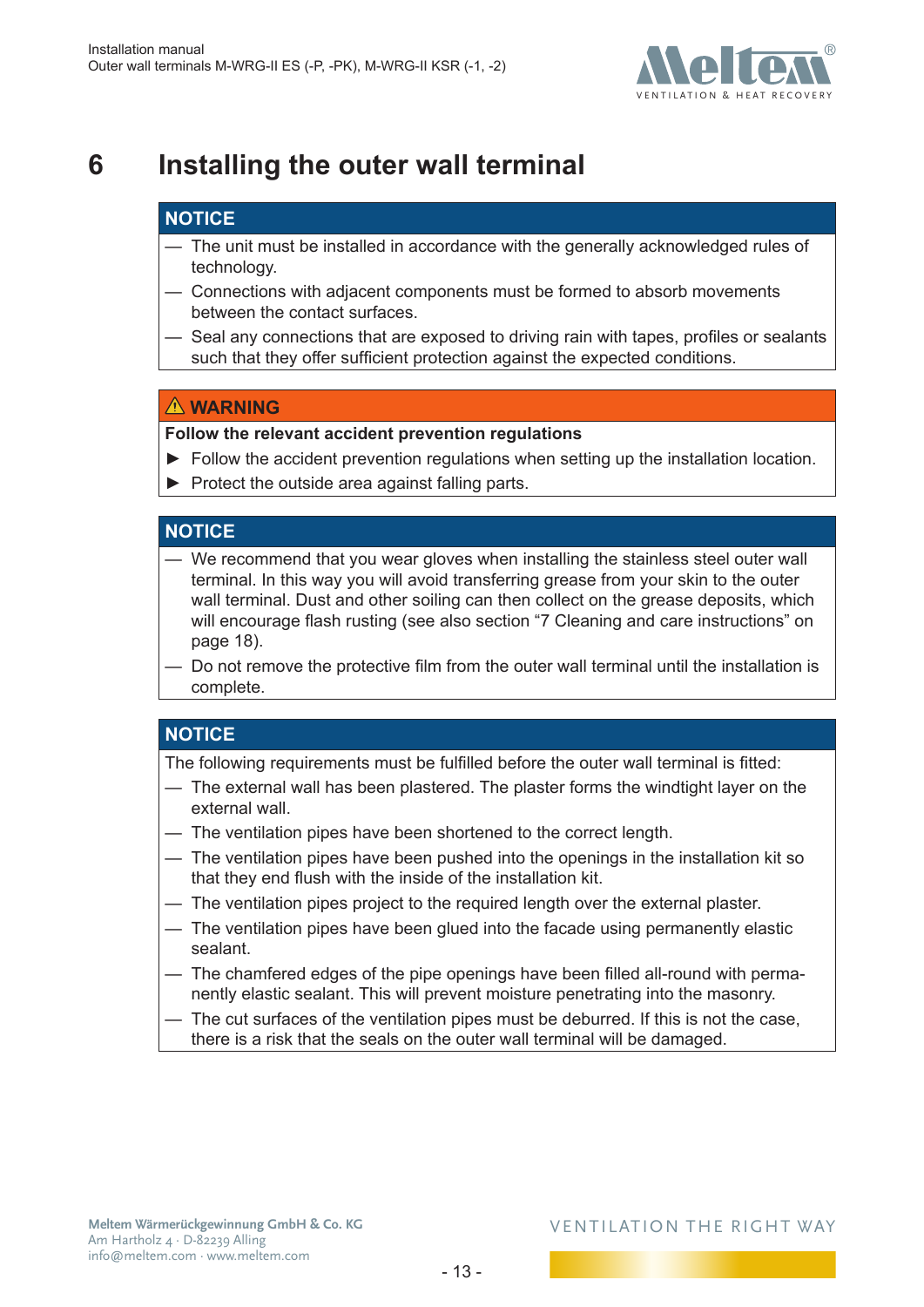# 6 Installing the outer wall terminal

**NOTICE**

- The unit must be installed in accordance with the generally acknowledged rules of technology.
- Connections with adjacent components must be formed to absorb movements between the contact surfaces.
- Seal any connections that are exposed to driving rain with tapes, profiles or sealants such that they offer sufficient protection against the expected conditions.

**⚠ WARNING**

**Follow the relevant accident prevention regulations**

- ► Follow the accident prevention regulations when setting up the installation location.
- ► Protect the outside area against falling parts.

**NOTICE**

- We recommend that you wear gloves when installing the stainless steel outer wall terminal. In this way you will avoid transferring grease from your skin to the outer wall terminal. Dust and other soiling can then collect on the grease deposits, which will encourage flash rusting (see also section "7 Cleaning and care instructions" on page 18).
- Do not remove the protective film from the outer wall terminal until the installation is complete.

**NOTICE**

The following requirements must be fulfilled before the outer wall terminal is fitted:

- The external wall has been plastered. The plaster forms the windtight layer on the external wall.
- The ventilation pipes have been shortened to the correct length.
- The ventilation pipes have been pushed into the openings in the installation kit so that they end flush with the inside of the installation kit.
- The ventilation pipes project to the required length over the external plaster.
- The ventilation pipes have been glued into the facade using permanently elastic sealant.
- The chamfered edges of the pipe openings have been filled all-round with permanently elastic sealant. This will prevent moisture penetrating into the masonry.
- The cut surfaces of the ventilation pipes must be deburred. If this is not the case, there is a risk that the seals on the outer wall terminal will be damaged.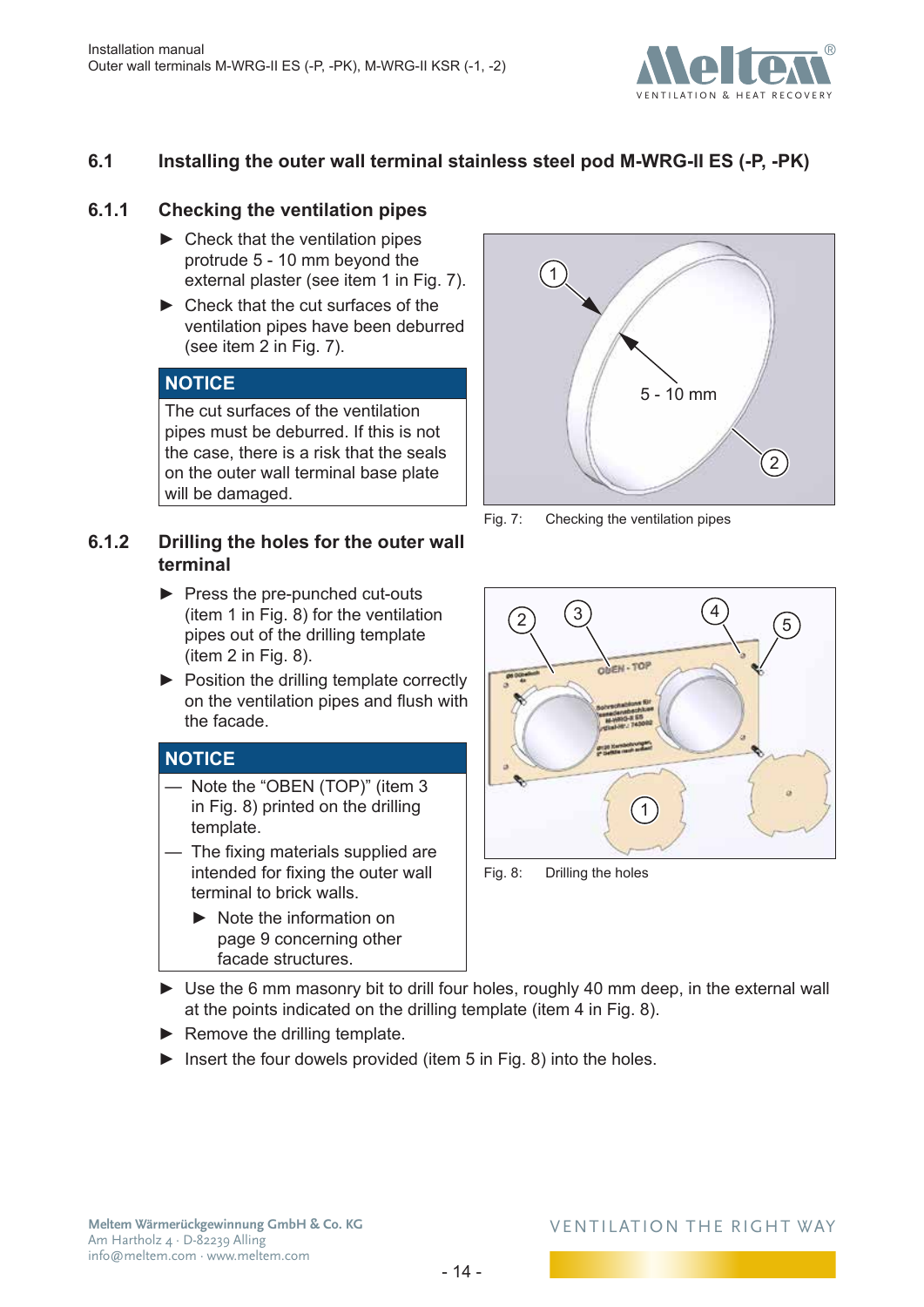## 6.1 Installing the outer wall terminal stainless steel pod M-WRG-II ES (-P, -PK)

### 6.1.1 Checking the ventilation pipes

- ► Check that the ventilation pipes protrude 5 - 10 mm beyond the external plaster (see item 1 in Fig. 7).
- ► Check that the cut surfaces of the ventilation pipes have been deburred (see item 2 in Fig. 7).

**NOTICE**

The cut surfaces of the ventilation pipes must be deburred. If this is not the case, there is a risk that the seals on the outer wall terminal base plate will be damaged.

Fig. 7: Checking the ventilation pipes

### 6.1.2 Drilling the holes for the outer wall terminal

- ► Press the pre-punched cut-outs (item 1 in Fig. 8) for the ventilation pipes out of the drilling template (item 2 in Fig. 8).
- ► Position the drilling template correctly on the ventilation pipes and flush with the facade.

**NOTICE**

- — Note the "OBEN (TOP)" (item 3 in Fig. 8) printed on the drilling template.
- — The fixing materials supplied are intended for fixing the outer wall terminal to brick walls.
  - ► Note the information on page 9 concerning other facade structures.

Fig. 8: Drilling the holes

- ► Use the 6 mm masonry bit to drill four holes, roughly 40 mm deep, in the external wall at the points indicated on the drilling template (item 4 in Fig. 8).
- ► Remove the drilling template.
- ► Insert the four dowels provided (item 5 in Fig. 8) into the holes.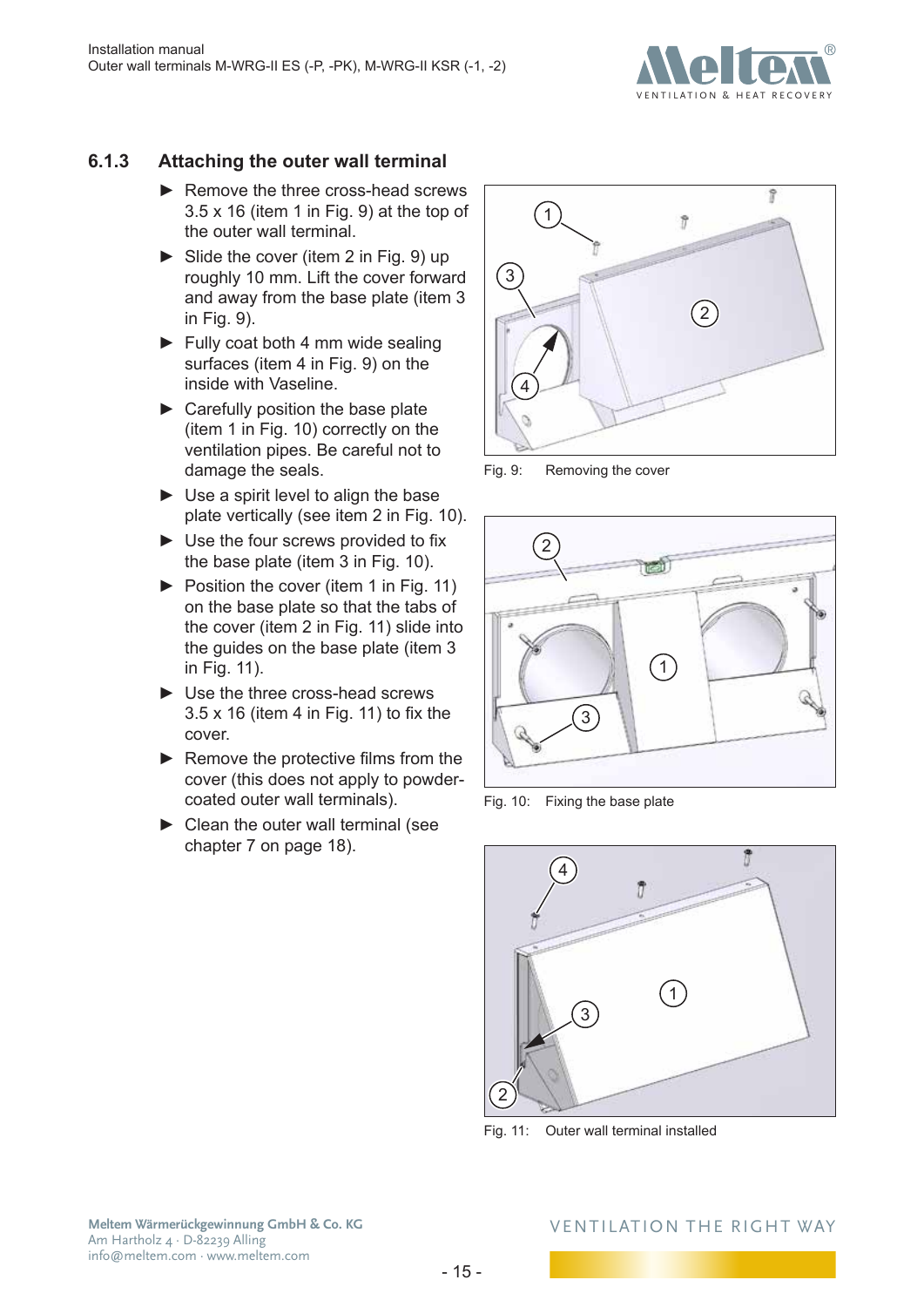### 6.1.3 Attaching the outer wall terminal

- Remove the three cross-head screws 3.5 x 16 (item 1 in Fig. 9) at the top of the outer wall terminal.
- Slide the cover (item 2 in Fig. 9) up roughly 10 mm. Lift the cover forward and away from the base plate (item 3 in Fig. 9).
- Fully coat both 4 mm wide sealing surfaces (item 4 in Fig. 9) on the inside with Vaseline.
- Carefully position the base plate (item 1 in Fig. 10) correctly on the ventilation pipes. Be careful not to damage the seals.
- Use a spirit level to align the base plate vertically (see item 2 in Fig. 10).
- Use the four screws provided to fix the base plate (item 3 in Fig. 10).
- Position the cover (item 1 in Fig. 11) on the base plate so that the tabs of the cover (item 2 in Fig. 11) slide into the guides on the base plate (item 3 in Fig. 11).
- Use the three cross-head screws 3.5 x 16 (item 4 in Fig. 11) to fix the cover.
- Remove the protective films from the cover (this does not apply to powder-coated outer wall terminals).
- Clean the outer wall terminal (see chapter 7 on page 18).

Fig. 9: Removing the cover

Fig. 10: Fixing the base plate

Fig. 11: Outer wall terminal installed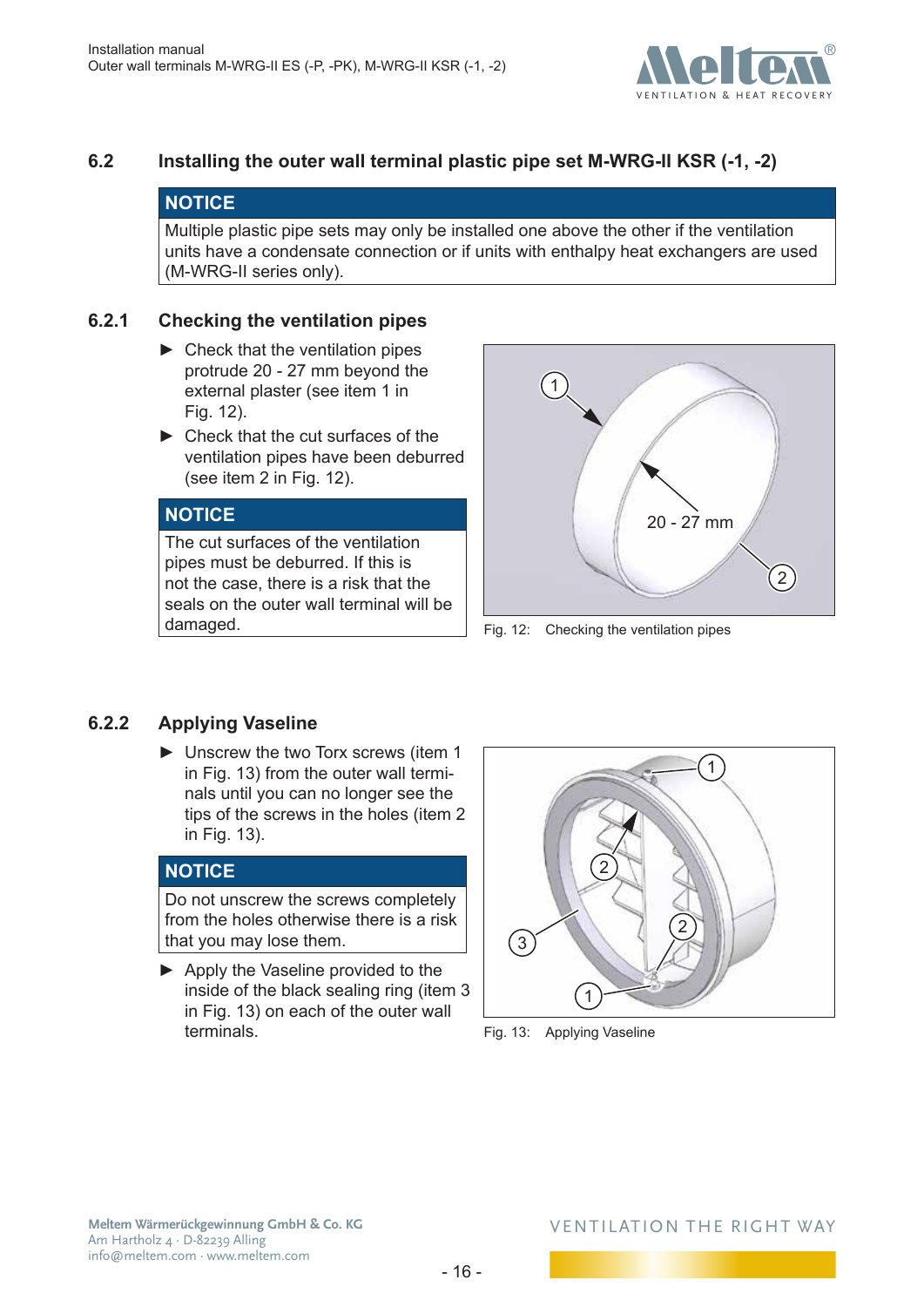## 6.2 Installing the outer wall terminal plastic pipe set M-WRG-II KSR (-1, -2)

**NOTICE**

Multiple plastic pipe sets may only be installed one above the other if the ventilation units have a condensate connection or if units with enthalpy heat exchangers are used (M-WRG-II series only).

### 6.2.1 Checking the ventilation pipes

- ► Check that the ventilation pipes protrude 20 - 27 mm beyond the external plaster (see item 1 in Fig. 12).
- ► Check that the cut surfaces of the ventilation pipes have been deburred (see item 2 in Fig. 12).

**NOTICE**

The cut surfaces of the ventilation pipes must be deburred. If this is not the case, there is a risk that the seals on the outer wall terminal will be damaged.

Fig. 12: Checking the ventilation pipes

### 6.2.2 Applying Vaseline

- ► Unscrew the two Torx screws (item 1 in Fig. 13) from the outer wall terminals until you can no longer see the tips of the screws in the holes (item 2 in Fig. 13).

**NOTICE**

Do not unscrew the screws completely from the holes otherwise there is a risk that you may lose them.

- ► Apply the Vaseline provided to the inside of the black sealing ring (item 3 in Fig. 13) on each of the outer wall terminals.

Fig. 13: Applying Vaseline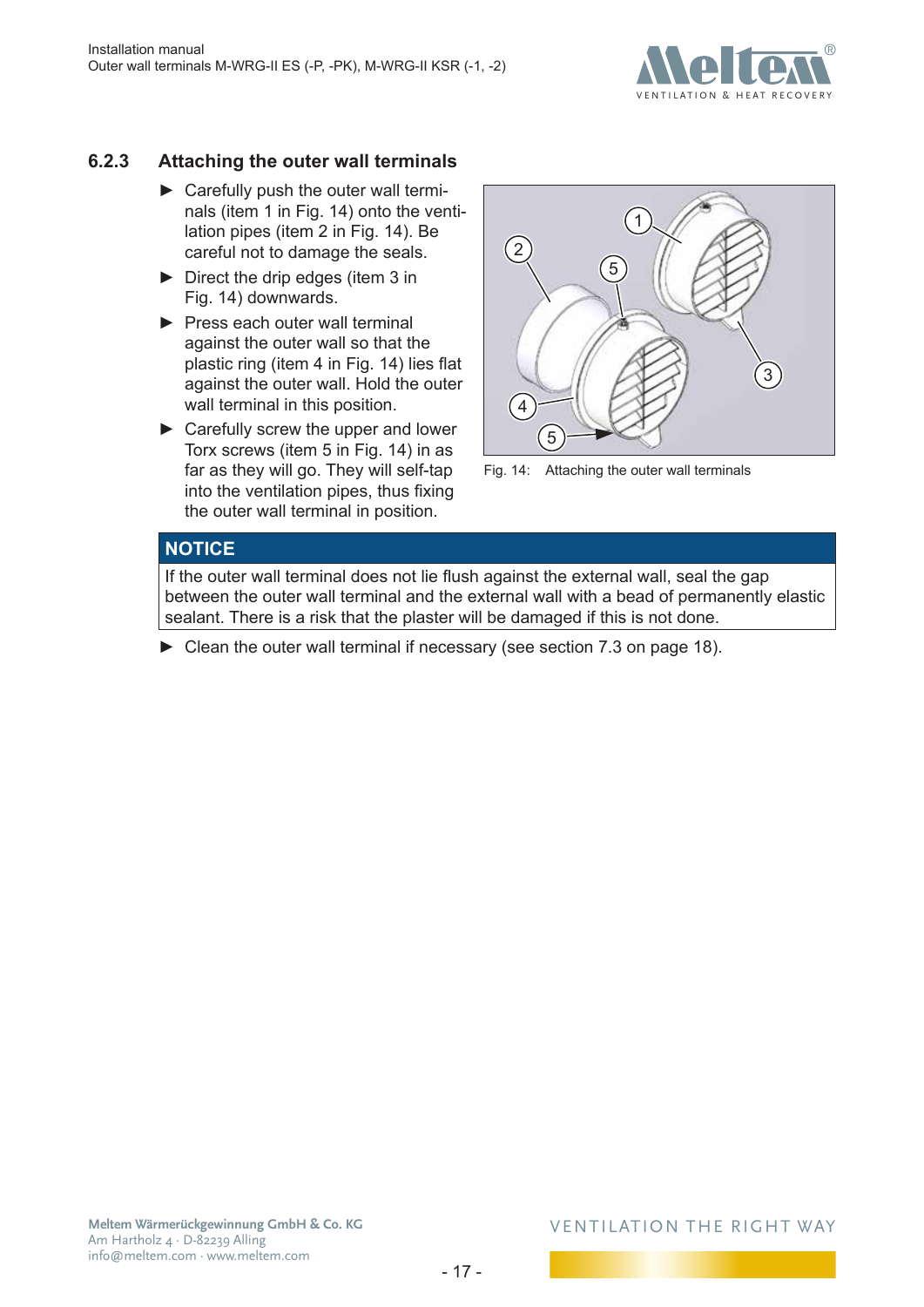### 6.2.3 Attaching the outer wall terminals

- ► Carefully push the outer wall terminals (item 1 in Fig. 14) onto the ventilation pipes (item 2 in Fig. 14). Be careful not to damage the seals.
- ► Direct the drip edges (item 3 in Fig. 14) downwards.
- ► Press each outer wall terminal against the outer wall so that the plastic ring (item 4 in Fig. 14) lies flat against the outer wall. Hold the outer wall terminal in this position.
- ► Carefully screw the upper and lower Torx screws (item 5 in Fig. 14) in as far as they will go. They will self-tap into the ventilation pipes, thus fixing the outer wall terminal in position.

Fig. 14: Attaching the outer wall terminals

**NOTICE**

If the outer wall terminal does not lie flush against the external wall, seal the gap between the outer wall terminal and the external wall with a bead of permanently elastic sealant. There is a risk that the plaster will be damaged if this is not done.

- ► Clean the outer wall terminal if necessary (see section 7.3 on page 18).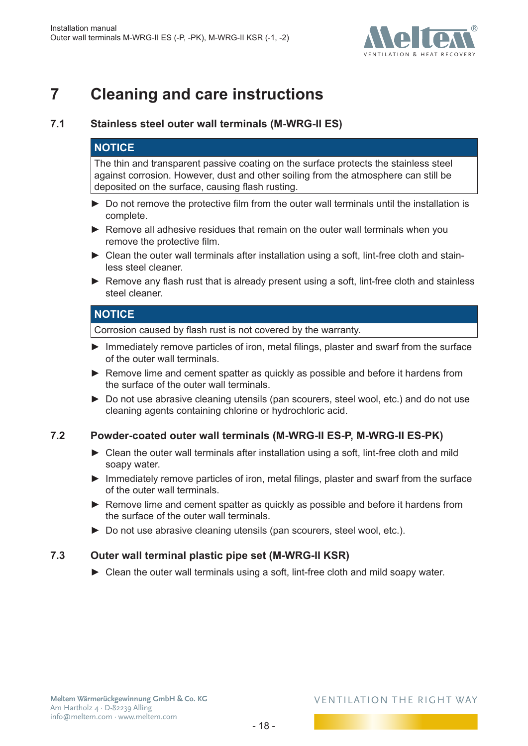# 7 Cleaning and care instructions

## 7.1 Stainless steel outer wall terminals (M-WRG-II ES)

**NOTICE**

The thin and transparent passive coating on the surface protects the stainless steel against corrosion. However, dust and other soiling from the atmosphere can still be deposited on the surface, causing flash rusting.

- ► Do not remove the protective film from the outer wall terminals until the installation is complete.
- ► Remove all adhesive residues that remain on the outer wall terminals when you remove the protective film.
- ► Clean the outer wall terminals after installation using a soft, lint-free cloth and stainless steel cleaner.
- ► Remove any flash rust that is already present using a soft, lint-free cloth and stainless steel cleaner.

**NOTICE**

Corrosion caused by flash rust is not covered by the warranty.

- ► Immediately remove particles of iron, metal filings, plaster and swarf from the surface of the outer wall terminals.
- ► Remove lime and cement spatter as quickly as possible and before it hardens from the surface of the outer wall terminals.
- ► Do not use abrasive cleaning utensils (pan scourers, steel wool, etc.) and do not use cleaning agents containing chlorine or hydrochloric acid.

## 7.2 Powder-coated outer wall terminals (M-WRG-II ES-P, M-WRG-II ES-PK)

- ► Clean the outer wall terminals after installation using a soft, lint-free cloth and mild soapy water.
- ► Immediately remove particles of iron, metal filings, plaster and swarf from the surface of the outer wall terminals.
- ► Remove lime and cement spatter as quickly as possible and before it hardens from the surface of the outer wall terminals.
- ► Do not use abrasive cleaning utensils (pan scourers, steel wool, etc.).

## 7.3 Outer wall terminal plastic pipe set (M-WRG-II KSR)

- ► Clean the outer wall terminals using a soft, lint-free cloth and mild soapy water.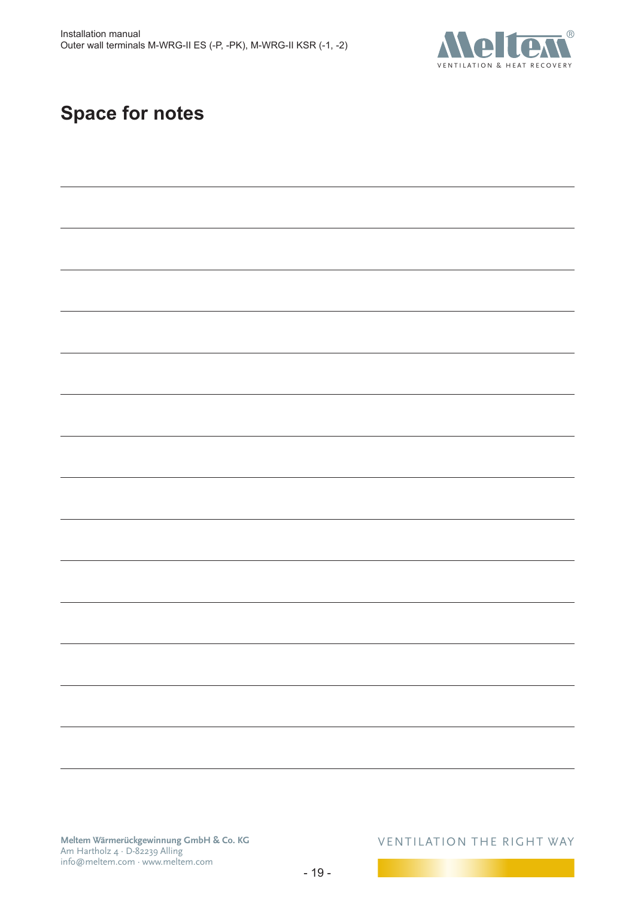# Space for notes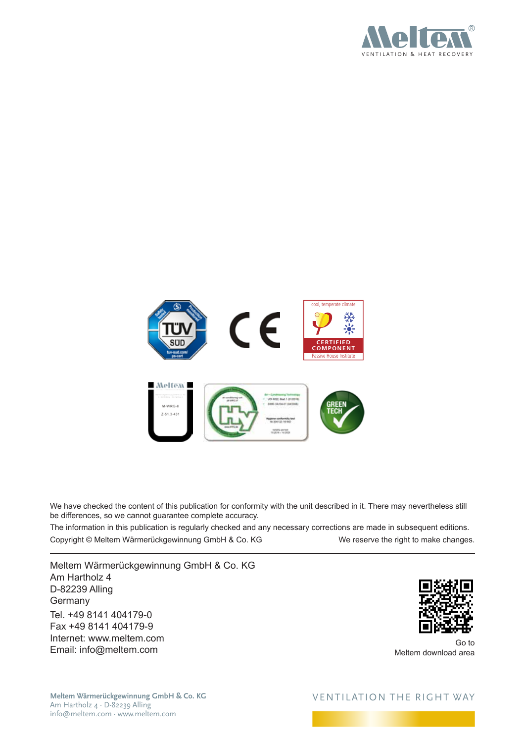We have checked the content of this publication for conformity with the unit described in it. There may nevertheless still be differences, so we cannot guarantee complete accuracy.

The information in this publication is regularly checked and any necessary corrections are made in subsequent editions.

Copyright © Meltem Wärmerückgewinnung GmbH & Co. KG — We reserve the right to make changes.

---

Meltem Wärmerückgewinnung GmbH & Co. KG
Am Hartholz 4
D-82239 Alling
Germany

Tel. +49 8141 404179-0
Fax +49 8141 404179-9
Internet: www.meltem.com
Email: info@meltem.com

Go to
Meltem download area

Meltem Wärmerückgewinnung GmbH & Co. KG
Am Hartholz 4 · D-82239 Alling
info@meltem.com · www.meltem.com

VENTILATION THE RIGHT WAY